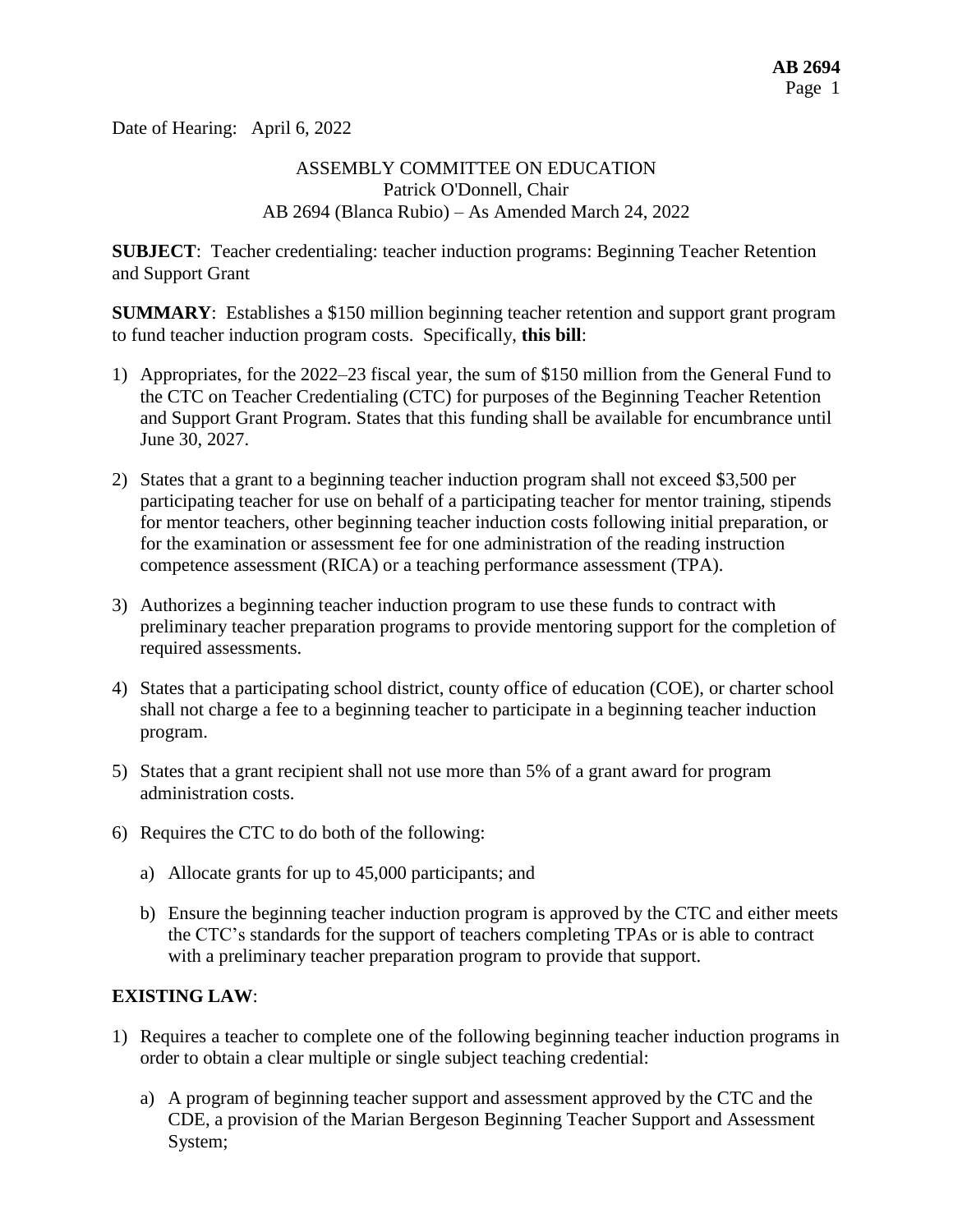Date of Hearing: April 6, 2022

ASSEMBLY COMMITTEE ON EDUCATION
Patrick O'Donnell, Chair
AB 2694 (Blanca Rubio) – As Amended March 24, 2022

**SUBJECT**: Teacher credentialing: teacher induction programs: Beginning Teacher Retention and Support Grant

**SUMMARY**: Establishes a $150 million beginning teacher retention and support grant program to fund teacher induction program costs. Specifically, **this bill**:

1) Appropriates, for the 2022–23 fiscal year, the sum of $150 million from the General Fund to the CTC on Teacher Credentialing (CTC) for purposes of the Beginning Teacher Retention and Support Grant Program. States that this funding shall be available for encumbrance until June 30, 2027.

2) States that a grant to a beginning teacher induction program shall not exceed $3,500 per participating teacher for use on behalf of a participating teacher for mentor training, stipends for mentor teachers, other beginning teacher induction costs following initial preparation, or for the examination or assessment fee for one administration of the reading instruction competence assessment (RICA) or a teaching performance assessment (TPA).

3) Authorizes a beginning teacher induction program to use these funds to contract with preliminary teacher preparation programs to provide mentoring support for the completion of required assessments.

4) States that a participating school district, county office of education (COE), or charter school shall not charge a fee to a beginning teacher to participate in a beginning teacher induction program.

5) States that a grant recipient shall not use more than 5% of a grant award for program administration costs.

6) Requires the CTC to do both of the following:

   a) Allocate grants for up to 45,000 participants; and

   b) Ensure the beginning teacher induction program is approved by the CTC and either meets the CTC's standards for the support of teachers completing TPAs or is able to contract with a preliminary teacher preparation program to provide that support.

**EXISTING LAW**:

1) Requires a teacher to complete one of the following beginning teacher induction programs in order to obtain a clear multiple or single subject teaching credential:

   a) A program of beginning teacher support and assessment approved by the CTC and the CDE, a provision of the Marian Bergeson Beginning Teacher Support and Assessment System;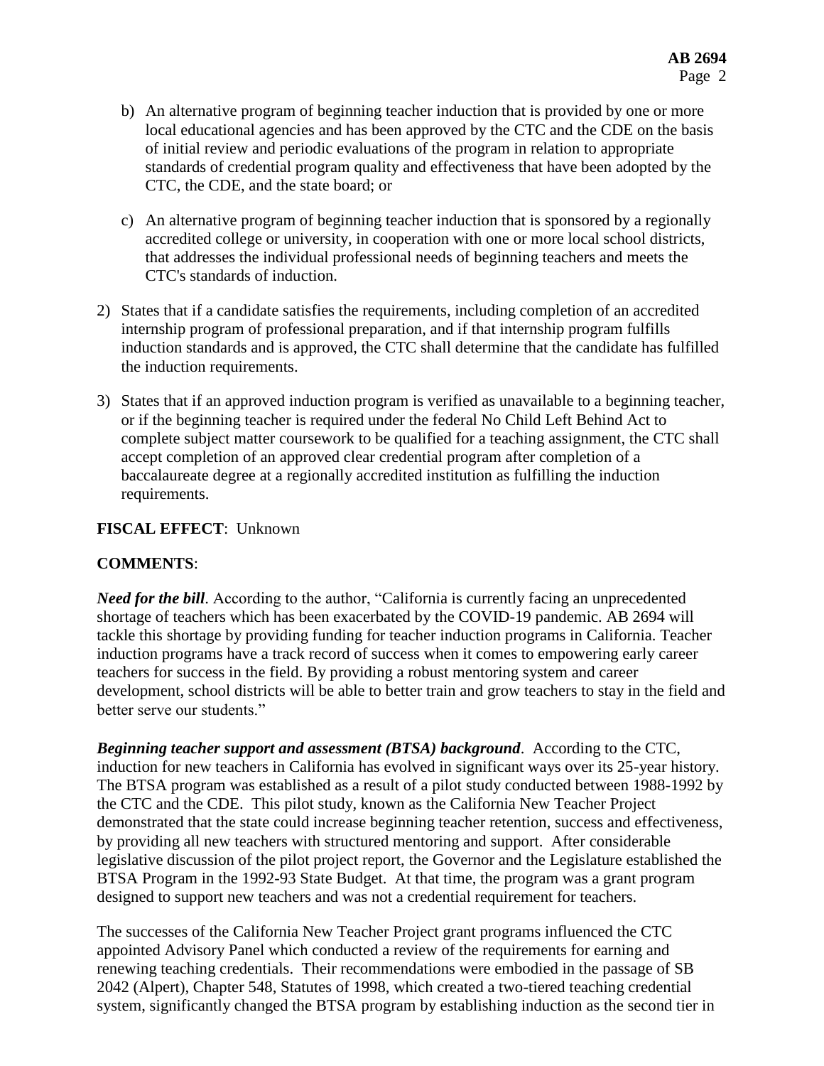b) An alternative program of beginning teacher induction that is provided by one or more local educational agencies and has been approved by the CTC and the CDE on the basis of initial review and periodic evaluations of the program in relation to appropriate standards of credential program quality and effectiveness that have been adopted by the CTC, the CDE, and the state board; or

c) An alternative program of beginning teacher induction that is sponsored by a regionally accredited college or university, in cooperation with one or more local school districts, that addresses the individual professional needs of beginning teachers and meets the CTC's standards of induction.

2) States that if a candidate satisfies the requirements, including completion of an accredited internship program of professional preparation, and if that internship program fulfills induction standards and is approved, the CTC shall determine that the candidate has fulfilled the induction requirements.

3) States that if an approved induction program is verified as unavailable to a beginning teacher, or if the beginning teacher is required under the federal No Child Left Behind Act to complete subject matter coursework to be qualified for a teaching assignment, the CTC shall accept completion of an approved clear credential program after completion of a baccalaureate degree at a regionally accredited institution as fulfilling the induction requirements.

**FISCAL EFFECT**: Unknown

**COMMENTS**:

***Need for the bill***. According to the author, "California is currently facing an unprecedented shortage of teachers which has been exacerbated by the COVID-19 pandemic. AB 2694 will tackle this shortage by providing funding for teacher induction programs in California. Teacher induction programs have a track record of success when it comes to empowering early career teachers for success in the field. By providing a robust mentoring system and career development, school districts will be able to better train and grow teachers to stay in the field and better serve our students."

***Beginning teacher support and assessment (BTSA) background***. According to the CTC, induction for new teachers in California has evolved in significant ways over its 25-year history. The BTSA program was established as a result of a pilot study conducted between 1988-1992 by the CTC and the CDE. This pilot study, known as the California New Teacher Project demonstrated that the state could increase beginning teacher retention, success and effectiveness, by providing all new teachers with structured mentoring and support. After considerable legislative discussion of the pilot project report, the Governor and the Legislature established the BTSA Program in the 1992-93 State Budget. At that time, the program was a grant program designed to support new teachers and was not a credential requirement for teachers.

The successes of the California New Teacher Project grant programs influenced the CTC appointed Advisory Panel which conducted a review of the requirements for earning and renewing teaching credentials. Their recommendations were embodied in the passage of SB 2042 (Alpert), Chapter 548, Statutes of 1998, which created a two-tiered teaching credential system, significantly changed the BTSA program by establishing induction as the second tier in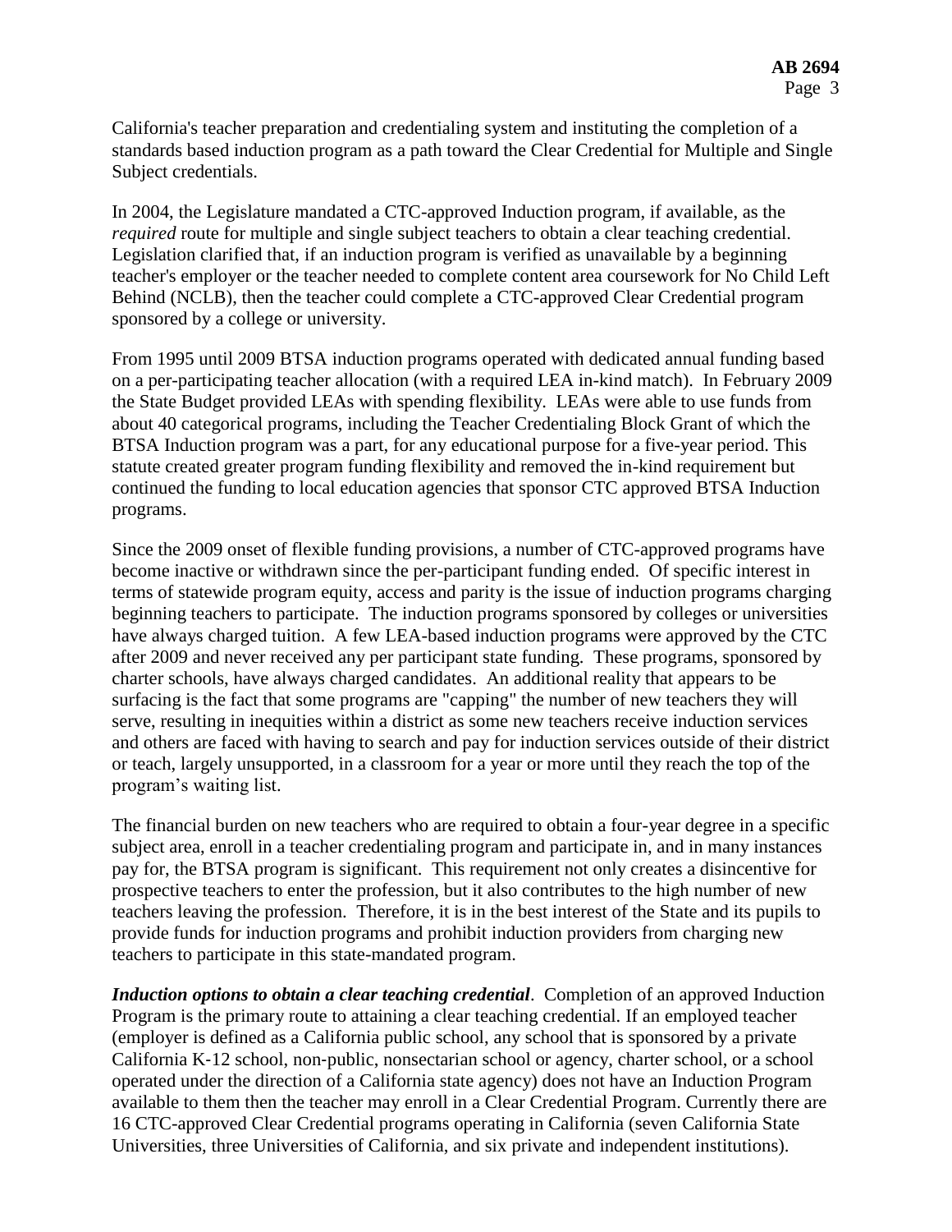California's teacher preparation and credentialing system and instituting the completion of a standards based induction program as a path toward the Clear Credential for Multiple and Single Subject credentials.

In 2004, the Legislature mandated a CTC-approved Induction program, if available, as the *required* route for multiple and single subject teachers to obtain a clear teaching credential. Legislation clarified that, if an induction program is verified as unavailable by a beginning teacher's employer or the teacher needed to complete content area coursework for No Child Left Behind (NCLB), then the teacher could complete a CTC-approved Clear Credential program sponsored by a college or university.

From 1995 until 2009 BTSA induction programs operated with dedicated annual funding based on a per-participating teacher allocation (with a required LEA in-kind match). In February 2009 the State Budget provided LEAs with spending flexibility. LEAs were able to use funds from about 40 categorical programs, including the Teacher Credentialing Block Grant of which the BTSA Induction program was a part, for any educational purpose for a five-year period. This statute created greater program funding flexibility and removed the in-kind requirement but continued the funding to local education agencies that sponsor CTC approved BTSA Induction programs.

Since the 2009 onset of flexible funding provisions, a number of CTC-approved programs have become inactive or withdrawn since the per-participant funding ended. Of specific interest in terms of statewide program equity, access and parity is the issue of induction programs charging beginning teachers to participate. The induction programs sponsored by colleges or universities have always charged tuition. A few LEA-based induction programs were approved by the CTC after 2009 and never received any per participant state funding. These programs, sponsored by charter schools, have always charged candidates. An additional reality that appears to be surfacing is the fact that some programs are "capping" the number of new teachers they will serve, resulting in inequities within a district as some new teachers receive induction services and others are faced with having to search and pay for induction services outside of their district or teach, largely unsupported, in a classroom for a year or more until they reach the top of the program's waiting list.

The financial burden on new teachers who are required to obtain a four-year degree in a specific subject area, enroll in a teacher credentialing program and participate in, and in many instances pay for, the BTSA program is significant. This requirement not only creates a disincentive for prospective teachers to enter the profession, but it also contributes to the high number of new teachers leaving the profession. Therefore, it is in the best interest of the State and its pupils to provide funds for induction programs and prohibit induction providers from charging new teachers to participate in this state-mandated program.

***Induction options to obtain a clear teaching credential***. Completion of an approved Induction Program is the primary route to attaining a clear teaching credential. If an employed teacher (employer is defined as a California public school, any school that is sponsored by a private California K-12 school, non-public, nonsectarian school or agency, charter school, or a school operated under the direction of a California state agency) does not have an Induction Program available to them then the teacher may enroll in a Clear Credential Program. Currently there are 16 CTC-approved Clear Credential programs operating in California (seven California State Universities, three Universities of California, and six private and independent institutions).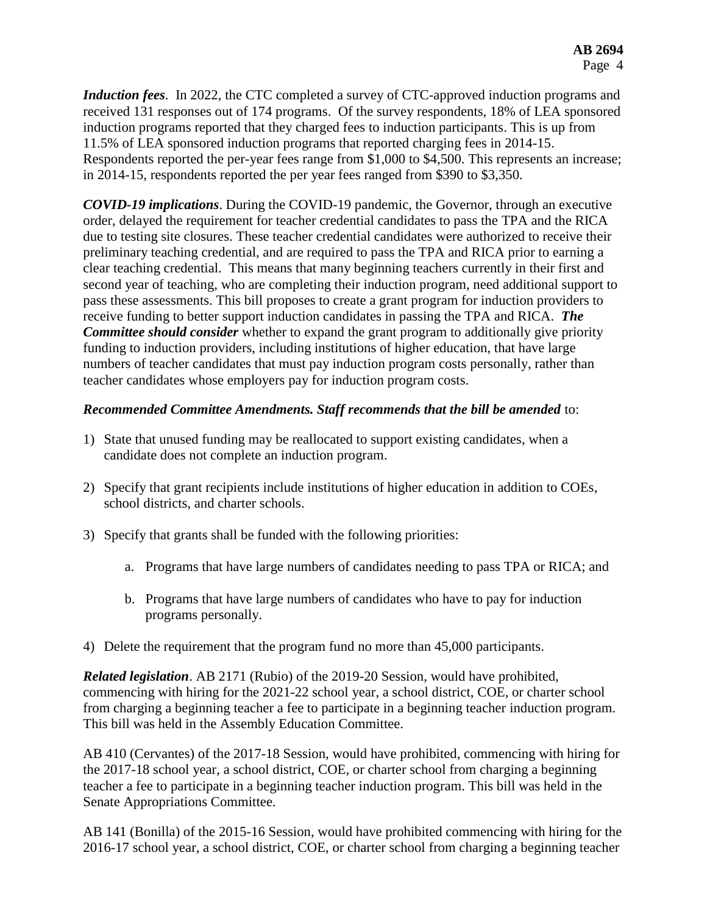***Induction fees***. In 2022, the CTC completed a survey of CTC-approved induction programs and received 131 responses out of 174 programs. Of the survey respondents, 18% of LEA sponsored induction programs reported that they charged fees to induction participants. This is up from 11.5% of LEA sponsored induction programs that reported charging fees in 2014-15. Respondents reported the per-year fees range from $1,000 to $4,500. This represents an increase; in 2014-15, respondents reported the per year fees ranged from $390 to $3,350.

***COVID-19 implications***. During the COVID-19 pandemic, the Governor, through an executive order, delayed the requirement for teacher credential candidates to pass the TPA and the RICA due to testing site closures. These teacher credential candidates were authorized to receive their preliminary teaching credential, and are required to pass the TPA and RICA prior to earning a clear teaching credential. This means that many beginning teachers currently in their first and second year of teaching, who are completing their induction program, need additional support to pass these assessments. This bill proposes to create a grant program for induction providers to receive funding to better support induction candidates in passing the TPA and RICA. ***The Committee should consider*** whether to expand the grant program to additionally give priority funding to induction providers, including institutions of higher education, that have large numbers of teacher candidates that must pay induction program costs personally, rather than teacher candidates whose employers pay for induction program costs.

***Recommended Committee Amendments. Staff recommends that the bill be amended*** to:

1) State that unused funding may be reallocated to support existing candidates, when a candidate does not complete an induction program.

2) Specify that grant recipients include institutions of higher education in addition to COEs, school districts, and charter schools.

3) Specify that grants shall be funded with the following priorities:

   a. Programs that have large numbers of candidates needing to pass TPA or RICA; and

   b. Programs that have large numbers of candidates who have to pay for induction programs personally.

4) Delete the requirement that the program fund no more than 45,000 participants.

***Related legislation***. AB 2171 (Rubio) of the 2019-20 Session, would have prohibited, commencing with hiring for the 2021-22 school year, a school district, COE, or charter school from charging a beginning teacher a fee to participate in a beginning teacher induction program. This bill was held in the Assembly Education Committee.

AB 410 (Cervantes) of the 2017-18 Session, would have prohibited, commencing with hiring for the 2017-18 school year, a school district, COE, or charter school from charging a beginning teacher a fee to participate in a beginning teacher induction program. This bill was held in the Senate Appropriations Committee.

AB 141 (Bonilla) of the 2015-16 Session, would have prohibited commencing with hiring for the 2016-17 school year, a school district, COE, or charter school from charging a beginning teacher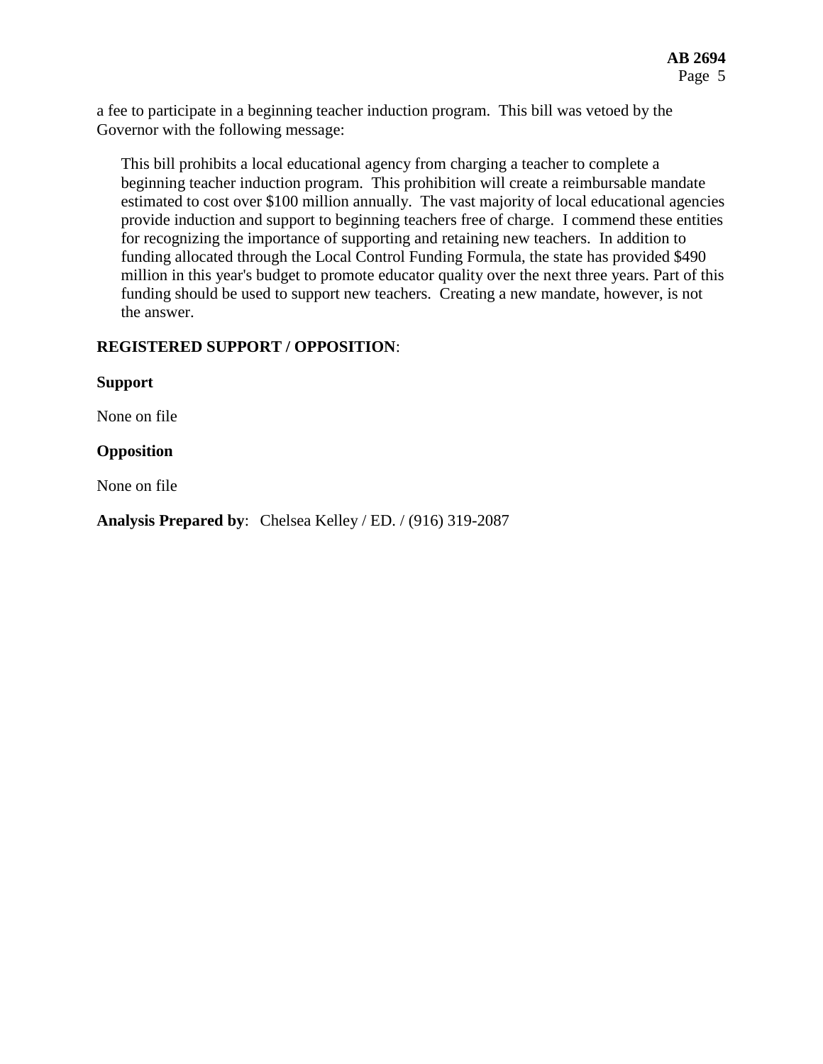a fee to participate in a beginning teacher induction program. This bill was vetoed by the Governor with the following message:

> This bill prohibits a local educational agency from charging a teacher to complete a beginning teacher induction program. This prohibition will create a reimbursable mandate estimated to cost over $100 million annually. The vast majority of local educational agencies provide induction and support to beginning teachers free of charge. I commend these entities for recognizing the importance of supporting and retaining new teachers. In addition to funding allocated through the Local Control Funding Formula, the state has provided $490 million in this year's budget to promote educator quality over the next three years. Part of this funding should be used to support new teachers. Creating a new mandate, however, is not the answer.

**REGISTERED SUPPORT / OPPOSITION**:

**Support**

None on file

**Opposition**

None on file

**Analysis Prepared by**: Chelsea Kelley / ED. / (916) 319-2087